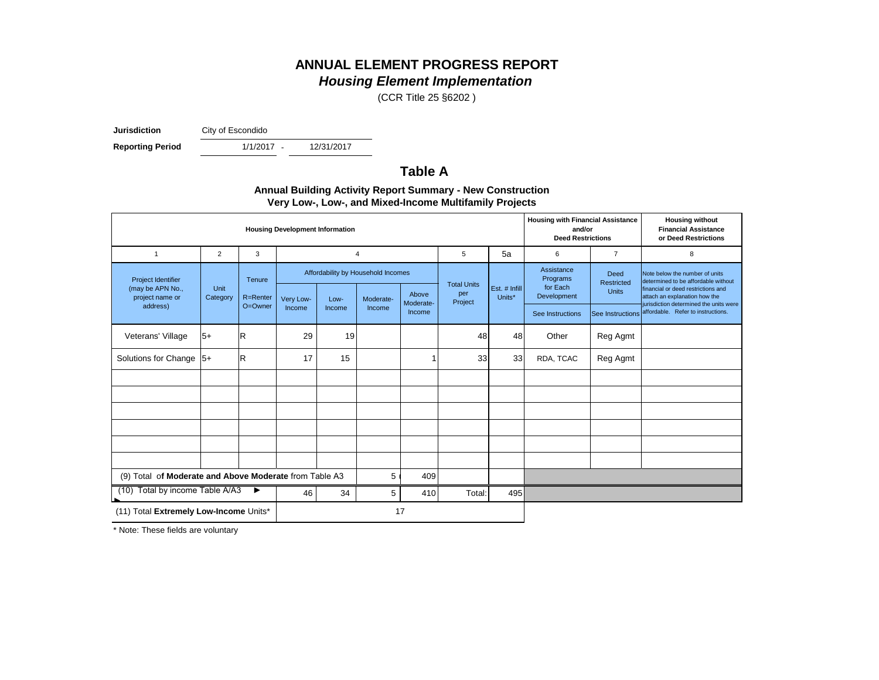# ANNUAL ELEMENT PROGRESS REPORT
## *Housing Element Implementation*

(CCR Title 25 §6202 )

**Jurisdiction** City of Escondido

**Reporting Period** 1/1/2017 - 12/31/2017

## Table A

**Annual Building Activity Report Summary - New Construction**
**Very Low-, Low-, and Mixed-Income Multifamily Projects**

| Housing Development Information | | | | | | | | | Housing with Financial Assistance and/or Deed Restrictions | | Housing without Financial Assistance or Deed Restrictions |
|---|---|---|---|---|---|---|---|---|---|---|---|
| 1 | 2 | 3 | 4 | | | | 5 | 5a | 6 | 7 | 8 |
| Project Identifier (may be APN No., project name or address) | Unit Category | Tenure R=Renter O=Owner | Affordability by Household Incomes | | | | Total Units per Project | Est. # Infill Units* | Assistance Programs for Each Development | Deed Restricted Units | Note below the number of units determined to be affordable without financial or deed restrictions and attach an explanation how the jurisdiction determined the units were affordable. Refer to instructions. |
| | | | Very Low-Income | Low-Income | Moderate-Income | Above Moderate-Income | | | See Instructions | See Instructions | |
| Veterans' Village | 5+ | R | 29 | 19 | | | 48 | 48 | Other | Reg Agmt | |
| Solutions for Change | 5+ | R | 17 | 15 | | 1 | 33 | 33 | RDA, TCAC | Reg Agmt | |
| | | | | | | | | | | | |
| | | | | | | | | | | | |
| | | | | | | | | | | | |
| | | | | | | | | | | | |
| | | | | | | | | | | | |
| | | | | | | | | | | | |
| (9) Total of **Moderate and Above Moderate** from Table A3 | | | | | 5 | 409 | | | | | |
| (10) Total by income Table A/A3 ► | | | 46 | 34 | 5 | 410 | Total: | 495 | | | |
| (11) Total **Extremely Low-Income** Units* | | | 17 | | | | | | | | |

\* Note: These fields are voluntary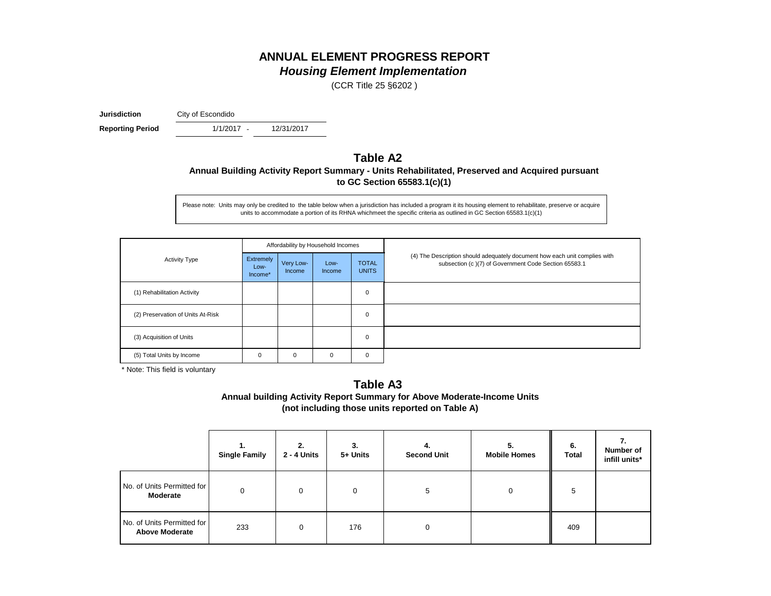# ANNUAL ELEMENT PROGRESS REPORT

## *Housing Element Implementation*

(CCR Title 25 §6202 )

**Jurisdiction** City of Escondido

**Reporting Period** 1/1/2017 - 12/31/2017

## Table A2

### Annual Building Activity Report Summary - Units Rehabilitated, Preserved and Acquired pursuant to GC Section 65583.1(c)(1)

Please note: Units may only be credited to the table below when a jurisdiction has included a program it its housing element to rehabilitate, preserve or acquire units to accommodate a portion of its RHNA whichmeet the specific criteria as outlined in GC Section 65583.1(c)(1)

| Activity Type | Affordability by Household Incomes | | | | (4) The Description should adequately document how each unit complies with subsection (c )(7) of Government Code Section 65583.1 |
|---|---|---|---|---|---|
| | Extremely Low-Income* | Very Low-Income | Low-Income | TOTAL UNITS | |
| (1) Rehabilitation Activity | | | | 0 | |
| (2) Preservation of Units At-Risk | | | | 0 | |
| (3) Acquisition of Units | | | | 0 | |
| (5) Total Units by Income | 0 | 0 | 0 | 0 | |

\* Note: This field is voluntary

## Table A3

### Annual building Activity Report Summary for Above Moderate-Income Units (not including those units reported on Table A)

| | 1. Single Family | 2. 2 - 4 Units | 3. 5+ Units | 4. Second Unit | 5. Mobile Homes | 6. Total | 7. Number of infill units* |
|---|---|---|---|---|---|---|---|
| No. of Units Permitted for **Moderate** | 0 | 0 | 0 | 5 | 0 | 5 | |
| No. of Units Permitted for **Above Moderate** | 233 | 0 | 176 | 0 | | 409 | |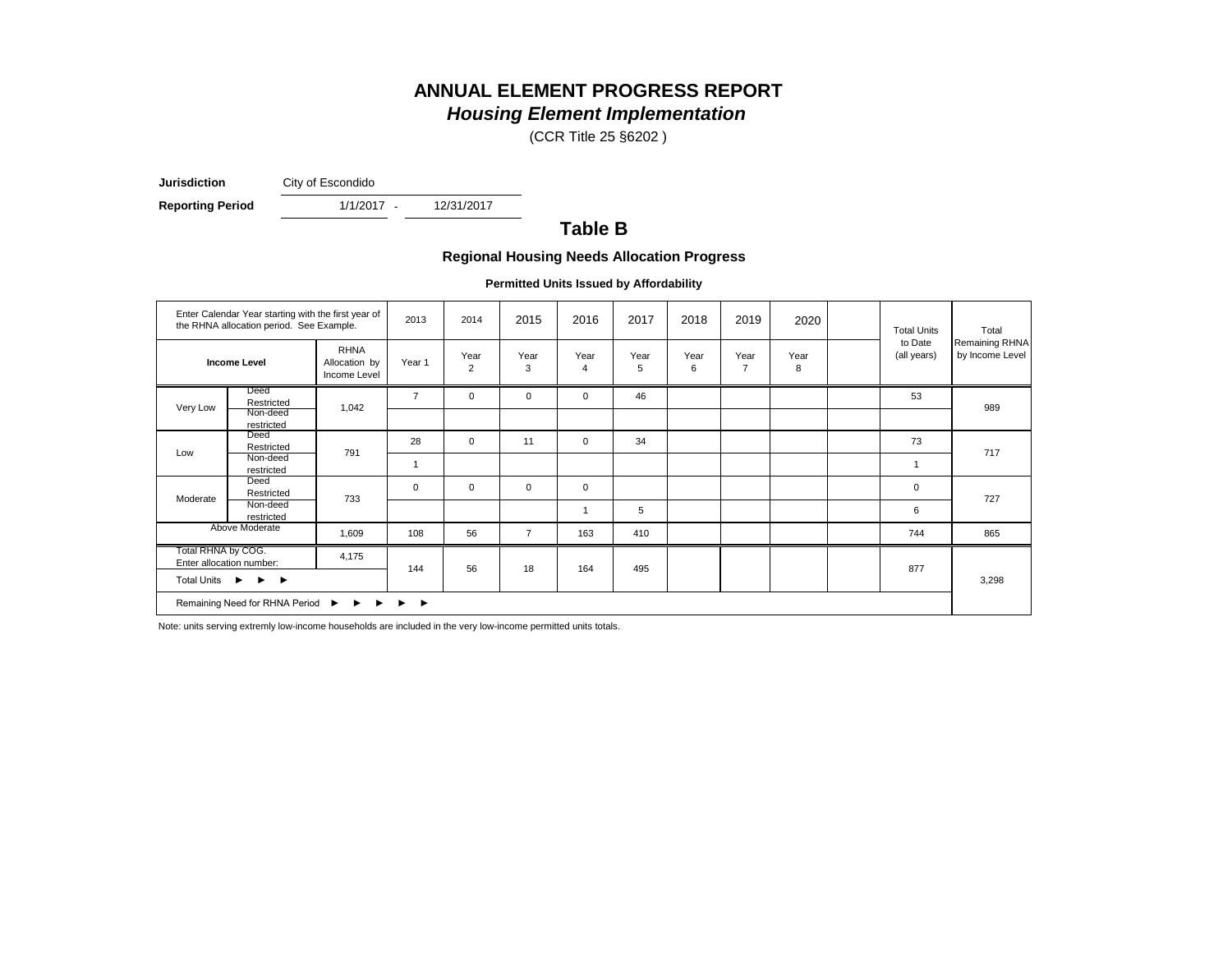# ANNUAL ELEMENT PROGRESS REPORT

## *Housing Element Implementation*

(CCR Title 25 §6202 )

**Jurisdiction** City of Escondido

**Reporting Period** 1/1/2017 - 12/31/2017

## Table B

### Regional Housing Needs Allocation Progress

**Permitted Units Issued by Affordability**

| Enter Calendar Year starting with the first year of the RHNA allocation period. See Example. | | | 2013 | 2014 | 2015 | 2016 | 2017 | 2018 | 2019 | 2020 | | Total Units to Date (all years) | Total Remaining RHNA by Income Level |
|---|---|---|---|---|---|---|---|---|---|---|---|---|---|
| **Income Level** | | RHNA Allocation by Income Level | Year 1 | Year 2 | Year 3 | Year 4 | Year 5 | Year 6 | Year 7 | Year 8 | | | |
| Very Low | Deed Restricted | 1,042 | 7 | 0 | 0 | 0 | 46 | | | | | 53 | 989 |
| | Non-deed restricted | | | | | | | | | | | | |
| Low | Deed Restricted | 791 | 28 | 0 | 11 | 0 | 34 | | | | | 73 | 717 |
| | Non-deed restricted | | 1 | | | | | | | | | 1 | |
| Moderate | Deed Restricted | 733 | 0 | 0 | 0 | 0 | | | | | | 0 | 727 |
| | Non-deed restricted | | | | | 1 | 5 | | | | | 6 | |
| Above Moderate | | 1,609 | 108 | 56 | 7 | 163 | 410 | | | | | 744 | 865 |
| Total RHNA by COG. Enter allocation number: | | 4,175 | 144 | 56 | 18 | 164 | 495 | | | | | 877 | 3,298 |
| Total Units ► ► ► | | | | | | | | | | | | | |
| Remaining Need for RHNA Period ► ► ► ► ► | | | | | | | | | | | | | |

Note: units serving extremly low-income households are included in the very low-income permitted units totals.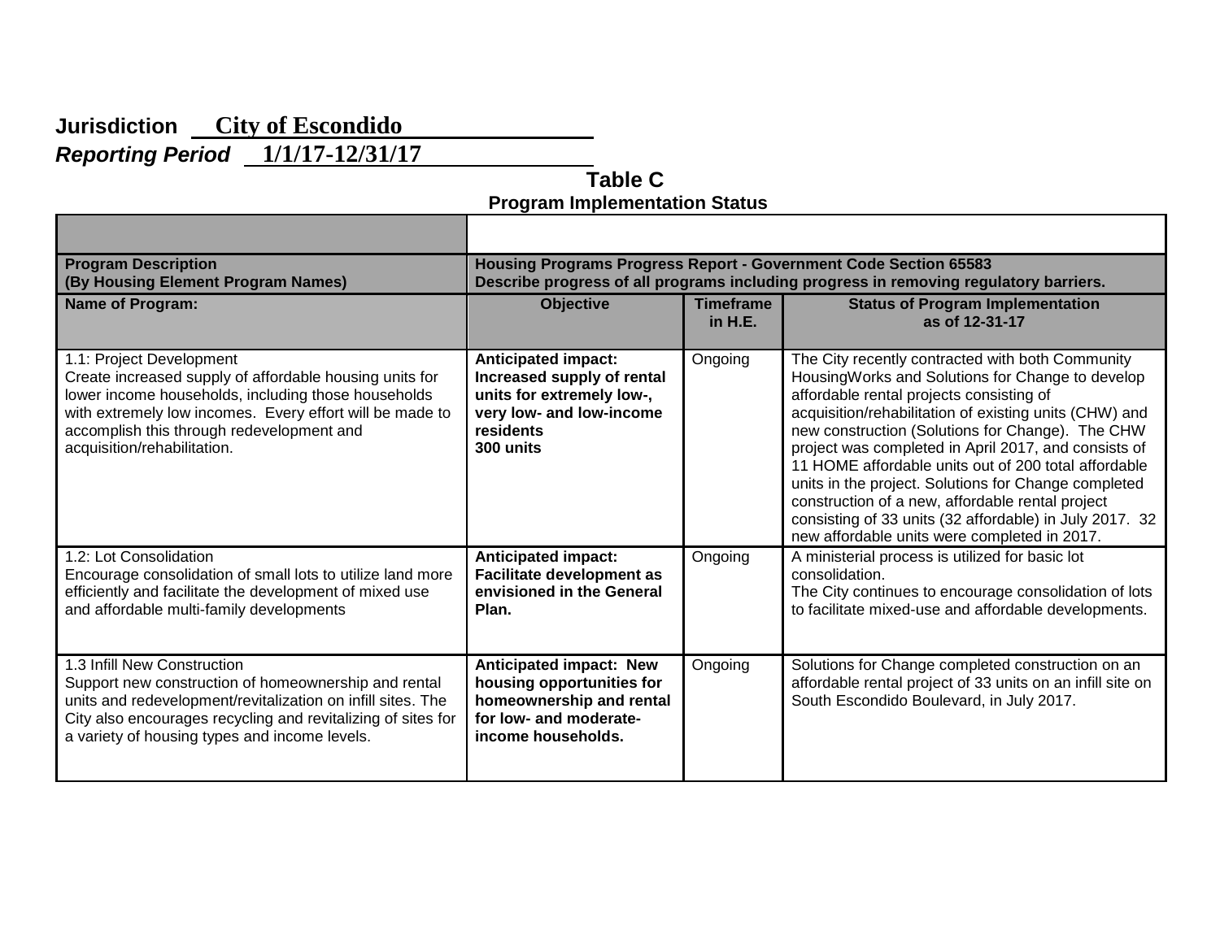**Jurisdiction** City of Escondido

***Reporting Period*** 1/1/17-12/31/17

## Table C

### Program Implementation Status

| **Program Description (By Housing Element Program Names)** | **Housing Programs Progress Report - Government Code Section 65583 Describe progress of all programs including progress in removing regulatory barriers.** | | |
|---|---|---|---|
| **Name of Program:** | **Objective** | **Timeframe in H.E.** | **Status of Program Implementation as of 12-31-17** |
| 1.1: Project Development<br>Create increased supply of affordable housing units for lower income households, including those households with extremely low incomes. Every effort will be made to accomplish this through redevelopment and acquisition/rehabilitation. | **Anticipated impact: Increased supply of rental units for extremely low-, very low- and low-income residents<br>300 units** | Ongoing | The City recently contracted with both Community HousingWorks and Solutions for Change to develop affordable rental projects consisting of acquisition/rehabilitation of existing units (CHW) and new construction (Solutions for Change). The CHW project was completed in April 2017, and consists of 11 HOME affordable units out of 200 total affordable units in the project. Solutions for Change completed construction of a new, affordable rental project consisting of 33 units (32 affordable) in July 2017. 32 new affordable units were completed in 2017. |
| 1.2: Lot Consolidation<br>Encourage consolidation of small lots to utilize land more efficiently and facilitate the development of mixed use and affordable multi-family developments | **Anticipated impact: Facilitate development as envisioned in the General Plan.** | Ongoing | A ministerial process is utilized for basic lot consolidation.<br>The City continues to encourage consolidation of lots to facilitate mixed-use and affordable developments. |
| 1.3 Infill New Construction<br>Support new construction of homeownership and rental units and redevelopment/revitalization on infill sites. The City also encourages recycling and revitalizing of sites for a variety of housing types and income levels. | **Anticipated impact: New housing opportunities for homeownership and rental for low- and moderate-income households.** | Ongoing | Solutions for Change completed construction on an affordable rental project of 33 units on an infill site on South Escondido Boulevard, in July 2017. |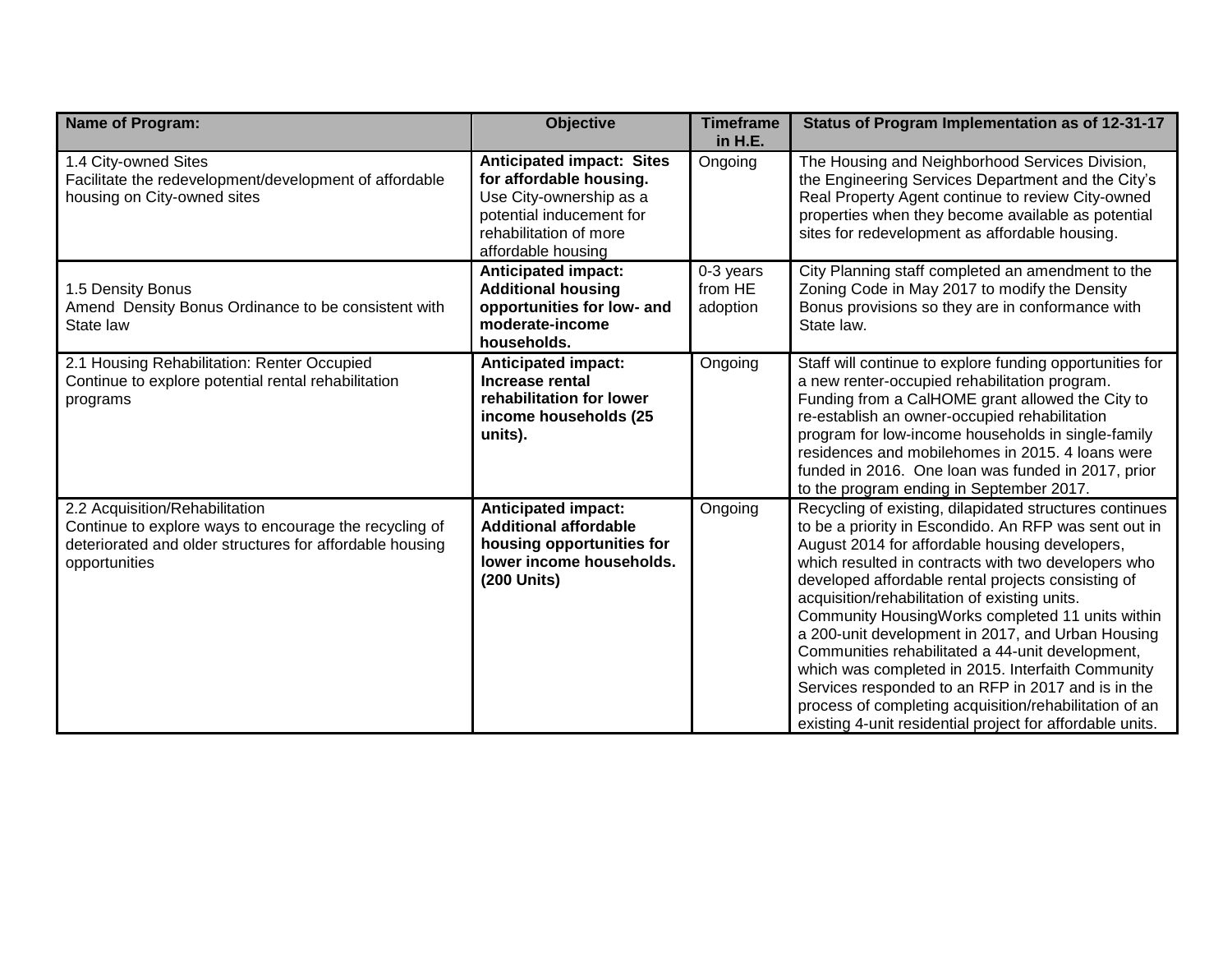| Name of Program: | Objective | Timeframe in H.E. | Status of Program Implementation as of 12-31-17 |
|---|---|---|---|
| 1.4 City-owned Sites<br>Facilitate the redevelopment/development of affordable housing on City-owned sites | **Anticipated impact: Sites for affordable housing.** Use City-ownership as a potential inducement for rehabilitation of more affordable housing | Ongoing | The Housing and Neighborhood Services Division, the Engineering Services Department and the City's Real Property Agent continue to review City-owned properties when they become available as potential sites for redevelopment as affordable housing. |
| 1.5 Density Bonus<br>Amend Density Bonus Ordinance to be consistent with State law | **Anticipated impact: Additional housing opportunities for low- and moderate-income households.** | 0-3 years from HE adoption | City Planning staff completed an amendment to the Zoning Code in May 2017 to modify the Density Bonus provisions so they are in conformance with State law. |
| 2.1 Housing Rehabilitation: Renter Occupied<br>Continue to explore potential rental rehabilitation programs | **Anticipated impact: Increase rental rehabilitation for lower income households (25 units).** | Ongoing | Staff will continue to explore funding opportunities for a new renter-occupied rehabilitation program. Funding from a CalHOME grant allowed the City to re-establish an owner-occupied rehabilitation program for low-income households in single-family residences and mobilehomes in 2015. 4 loans were funded in 2016. One loan was funded in 2017, prior to the program ending in September 2017. |
| 2.2 Acquisition/Rehabilitation<br>Continue to explore ways to encourage the recycling of deteriorated and older structures for affordable housing opportunities | **Anticipated impact: Additional affordable housing opportunities for lower income households. (200 Units)** | Ongoing | Recycling of existing, dilapidated structures continues to be a priority in Escondido. An RFP was sent out in August 2014 for affordable housing developers, which resulted in contracts with two developers who developed affordable rental projects consisting of acquisition/rehabilitation of existing units. Community HousingWorks completed 11 units within a 200-unit development in 2017, and Urban Housing Communities rehabilitated a 44-unit development, which was completed in 2015. Interfaith Community Services responded to an RFP in 2017 and is in the process of completing acquisition/rehabilitation of an existing 4-unit residential project for affordable units. |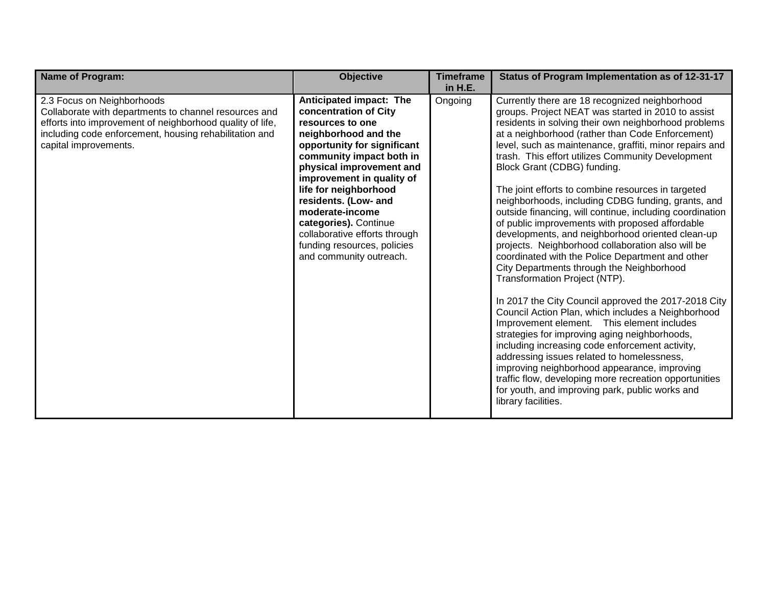| Name of Program: | Objective | Timeframe in H.E. | Status of Program Implementation as of 12-31-17 |
|---|---|---|---|
| 2.3 Focus on Neighborhoods<br>Collaborate with departments to channel resources and efforts into improvement of neighborhood quality of life, including code enforcement, housing rehabilitation and capital improvements. | **Anticipated impact: The concentration of City resources to one neighborhood and the opportunity for significant community impact both in physical improvement and improvement in quality of life for neighborhood residents. (Low- and moderate-income categories).** Continue collaborative efforts through funding resources, policies and community outreach. | Ongoing | Currently there are 18 recognized neighborhood groups. Project NEAT was started in 2010 to assist residents in solving their own neighborhood problems at a neighborhood (rather than Code Enforcement) level, such as maintenance, graffiti, minor repairs and trash. This effort utilizes Community Development Block Grant (CDBG) funding.<br><br>The joint efforts to combine resources in targeted neighborhoods, including CDBG funding, grants, and outside financing, will continue, including coordination of public improvements with proposed affordable developments, and neighborhood oriented clean-up projects. Neighborhood collaboration also will be coordinated with the Police Department and other City Departments through the Neighborhood Transformation Project (NTP).<br><br>In 2017 the City Council approved the 2017-2018 City Council Action Plan, which includes a Neighborhood Improvement element. This element includes strategies for improving aging neighborhoods, including increasing code enforcement activity, addressing issues related to homelessness, improving neighborhood appearance, improving traffic flow, developing more recreation opportunities for youth, and improving park, public works and library facilities. |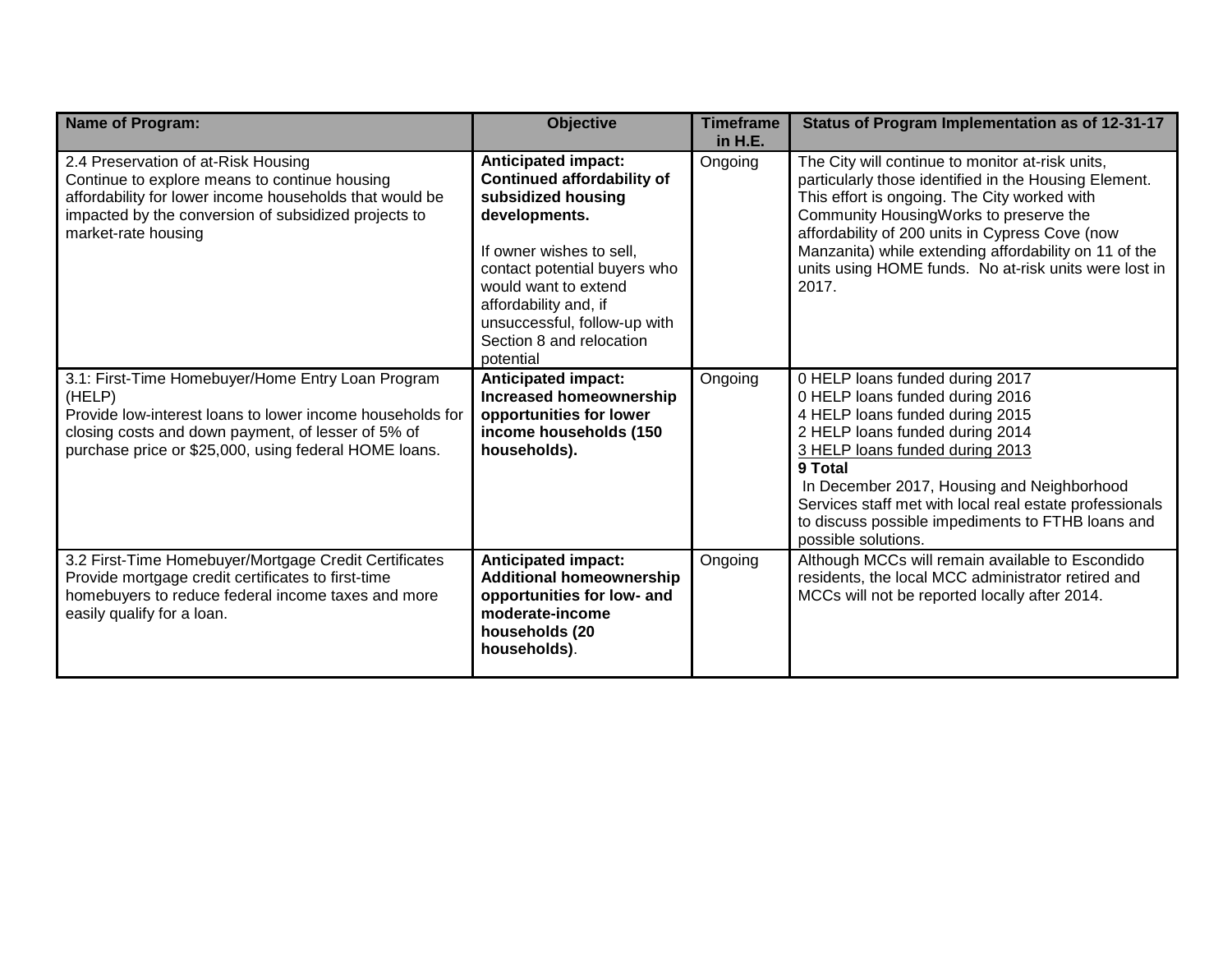| Name of Program: | Objective | Timeframe in H.E. | Status of Program Implementation as of 12-31-17 |
|---|---|---|---|
| 2.4 Preservation of at-Risk Housing<br>Continue to explore means to continue housing affordability for lower income households that would be impacted by the conversion of subsidized projects to market-rate housing | **Anticipated impact: Continued affordability of subsidized housing developments.**<br><br>If owner wishes to sell, contact potential buyers who would want to extend affordability and, if unsuccessful, follow-up with Section 8 and relocation potential | Ongoing | The City will continue to monitor at-risk units, particularly those identified in the Housing Element. This effort is ongoing. The City worked with Community HousingWorks to preserve the affordability of 200 units in Cypress Cove (now Manzanita) while extending affordability on 11 of the units using HOME funds. No at-risk units were lost in 2017. |
| 3.1: First-Time Homebuyer/Home Entry Loan Program (HELP)<br>Provide low-interest loans to lower income households for closing costs and down payment, of lesser of 5% of purchase price or $25,000, using federal HOME loans. | **Anticipated impact: Increased homeownership opportunities for lower income households (150 households).** | Ongoing | 0 HELP loans funded during 2017<br>0 HELP loans funded during 2016<br>4 HELP loans funded during 2015<br>2 HELP loans funded during 2014<br>3 HELP loans funded during 2013<br>**9 Total**<br>In December 2017, Housing and Neighborhood Services staff met with local real estate professionals to discuss possible impediments to FTHB loans and possible solutions. |
| 3.2 First-Time Homebuyer/Mortgage Credit Certificates<br>Provide mortgage credit certificates to first-time homebuyers to reduce federal income taxes and more easily qualify for a loan. | **Anticipated impact: Additional homeownership opportunities for low- and moderate-income households (20 households)**. | Ongoing | Although MCCs will remain available to Escondido residents, the local MCC administrator retired and MCCs will not be reported locally after 2014. |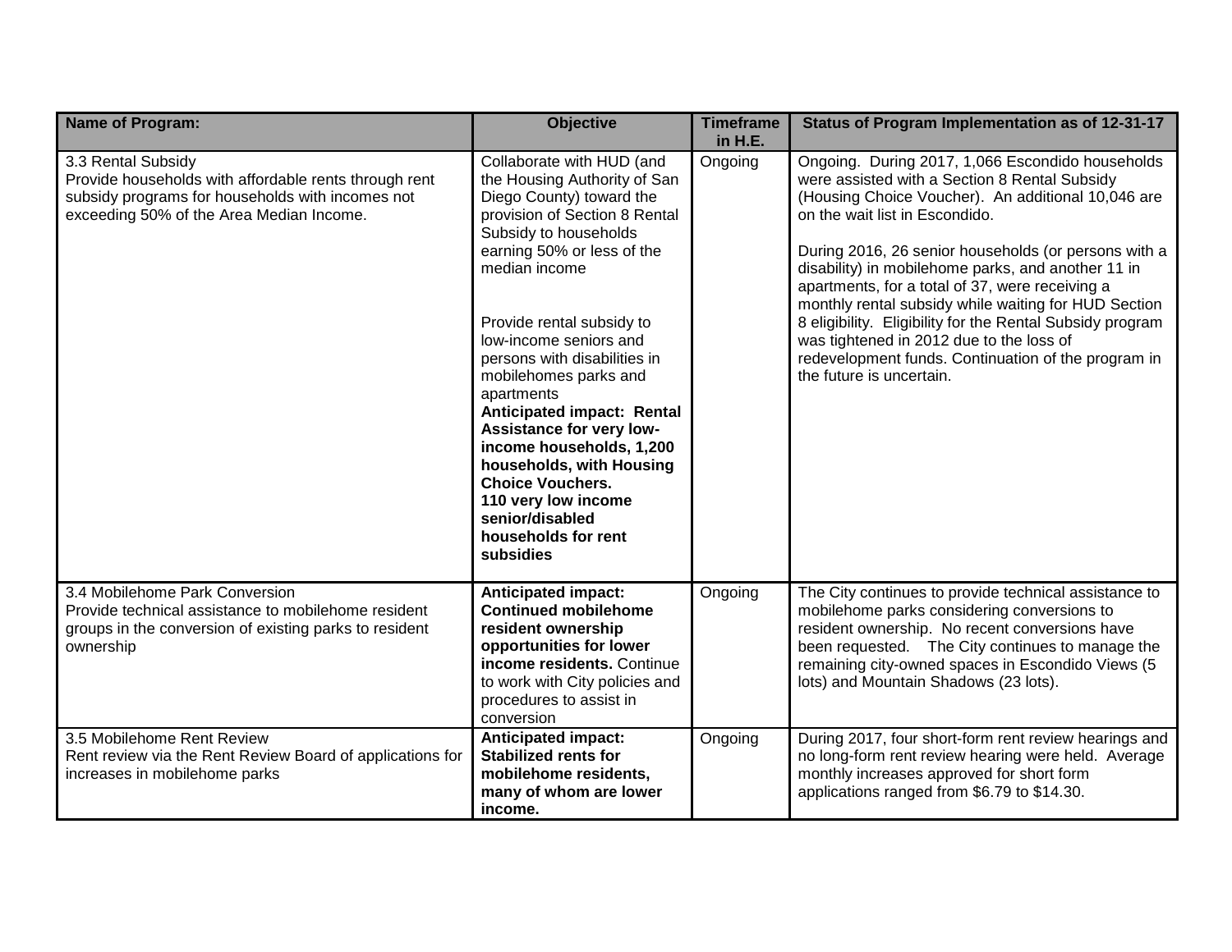| Name of Program: | Objective | Timeframe in H.E. | Status of Program Implementation as of 12-31-17 |
|---|---|---|---|
| 3.3 Rental Subsidy<br>Provide households with affordable rents through rent subsidy programs for households with incomes not exceeding 50% of the Area Median Income. | Collaborate with HUD (and the Housing Authority of San Diego County) toward the provision of Section 8 Rental Subsidy to households earning 50% or less of the median income<br><br>Provide rental subsidy to low-income seniors and persons with disabilities in mobilehomes parks and apartments<br>**Anticipated impact: Rental Assistance for very low-income households, 1,200 households, with Housing Choice Vouchers.**<br>**110 very low income senior/disabled households for rent subsidies** | Ongoing | Ongoing. During 2017, 1,066 Escondido households were assisted with a Section 8 Rental Subsidy (Housing Choice Voucher). An additional 10,046 are on the wait list in Escondido.<br><br>During 2016, 26 senior households (or persons with a disability) in mobilehome parks, and another 11 in apartments, for a total of 37, were receiving a monthly rental subsidy while waiting for HUD Section 8 eligibility. Eligibility for the Rental Subsidy program was tightened in 2012 due to the loss of redevelopment funds. Continuation of the program in the future is uncertain. |
| 3.4 Mobilehome Park Conversion<br>Provide technical assistance to mobilehome resident groups in the conversion of existing parks to resident ownership | **Anticipated impact: Continued mobilehome resident ownership opportunities for lower income residents.** Continue to work with City policies and procedures to assist in conversion | Ongoing | The City continues to provide technical assistance to mobilehome parks considering conversions to resident ownership. No recent conversions have been requested. The City continues to manage the remaining city-owned spaces in Escondido Views (5 lots) and Mountain Shadows (23 lots). |
| 3.5 Mobilehome Rent Review<br>Rent review via the Rent Review Board of applications for increases in mobilehome parks | **Anticipated impact: Stabilized rents for mobilehome residents, many of whom are lower income.** | Ongoing | During 2017, four short-form rent review hearings and no long-form rent review hearing were held. Average monthly increases approved for short form applications ranged from $6.79 to $14.30. |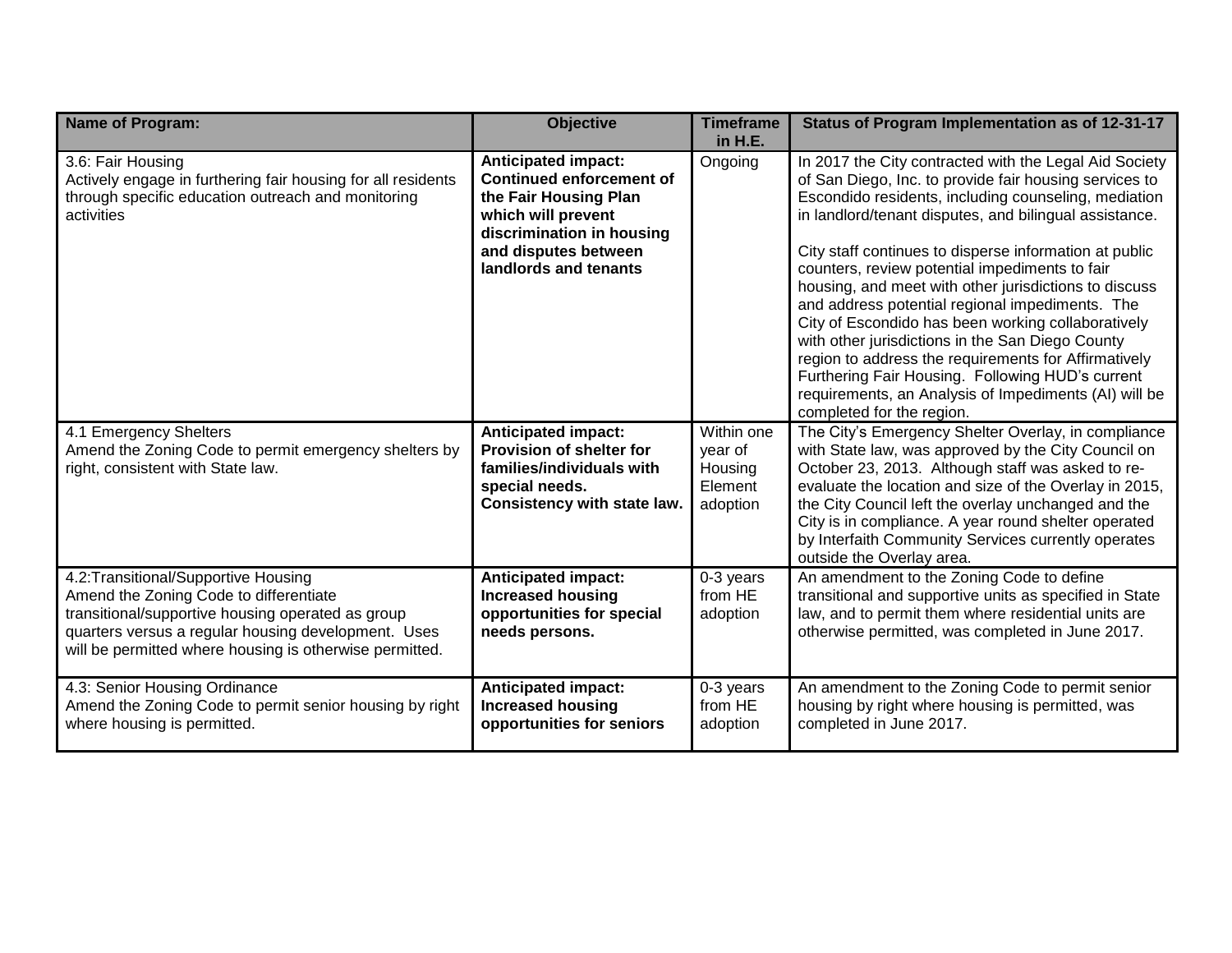| Name of Program: | Objective | Timeframe in H.E. | Status of Program Implementation as of 12-31-17 |
|---|---|---|---|
| 3.6: Fair Housing<br>Actively engage in furthering fair housing for all residents through specific education outreach and monitoring activities | **Anticipated impact: Continued enforcement of the Fair Housing Plan which will prevent discrimination in housing and disputes between landlords and tenants** | Ongoing | In 2017 the City contracted with the Legal Aid Society of San Diego, Inc. to provide fair housing services to Escondido residents, including counseling, mediation in landlord/tenant disputes, and bilingual assistance.<br><br>City staff continues to disperse information at public counters, review potential impediments to fair housing, and meet with other jurisdictions to discuss and address potential regional impediments. The City of Escondido has been working collaboratively with other jurisdictions in the San Diego County region to address the requirements for Affirmatively Furthering Fair Housing. Following HUD's current requirements, an Analysis of Impediments (AI) will be completed for the region. |
| 4.1 Emergency Shelters<br>Amend the Zoning Code to permit emergency shelters by right, consistent with State law. | **Anticipated impact: Provision of shelter for families/individuals with special needs. Consistency with state law.** | Within one year of Housing Element adoption | The City's Emergency Shelter Overlay, in compliance with State law, was approved by the City Council on October 23, 2013. Although staff was asked to re-evaluate the location and size of the Overlay in 2015, the City Council left the overlay unchanged and the City is in compliance. A year round shelter operated by Interfaith Community Services currently operates outside the Overlay area. |
| 4.2:Transitional/Supportive Housing<br>Amend the Zoning Code to differentiate transitional/supportive housing operated as group quarters versus a regular housing development. Uses will be permitted where housing is otherwise permitted. | **Anticipated impact: Increased housing opportunities for special needs persons.** | 0-3 years from HE adoption | An amendment to the Zoning Code to define transitional and supportive units as specified in State law, and to permit them where residential units are otherwise permitted, was completed in June 2017. |
| 4.3: Senior Housing Ordinance<br>Amend the Zoning Code to permit senior housing by right where housing is permitted. | **Anticipated impact: Increased housing opportunities for seniors** | 0-3 years from HE adoption | An amendment to the Zoning Code to permit senior housing by right where housing is permitted, was completed in June 2017. |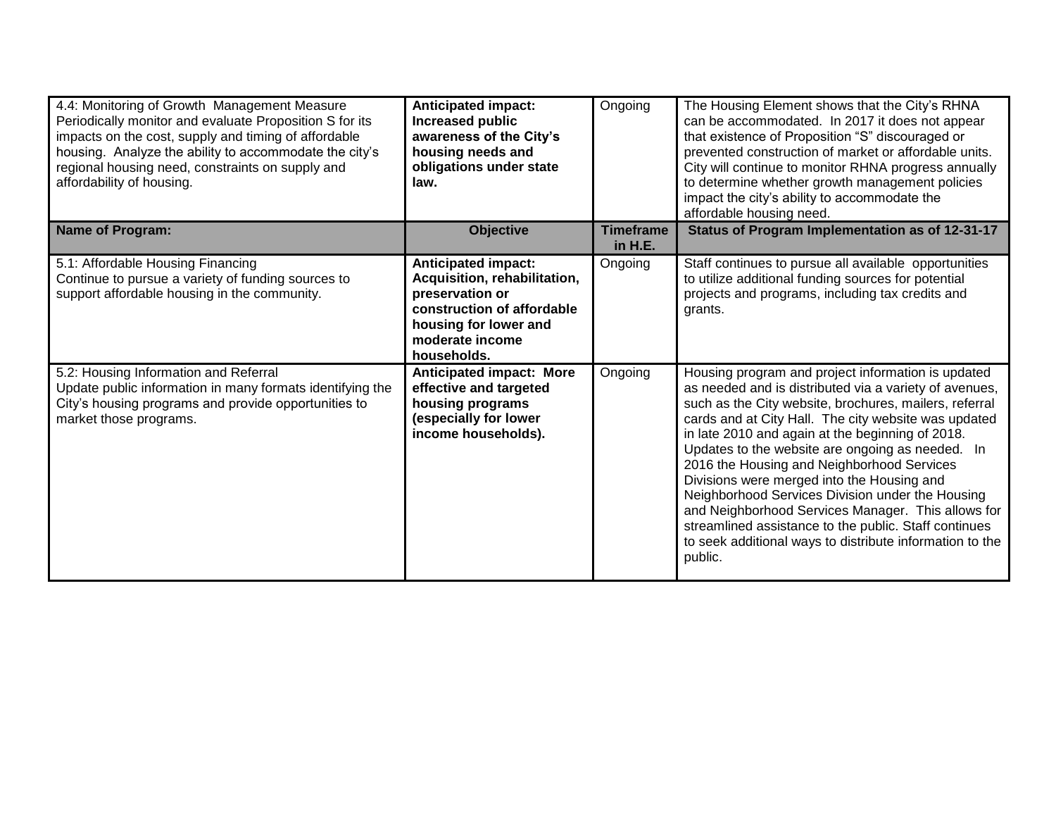| Name of Program: | Objective | Timeframe in H.E. | Status of Program Implementation as of 12-31-17 |
|---|---|---|---|
| 4.4: Monitoring of Growth Management Measure<br>Periodically monitor and evaluate Proposition S for its impacts on the cost, supply and timing of affordable housing. Analyze the ability to accommodate the city's regional housing need, constraints on supply and affordability of housing. | **Anticipated impact: Increased public awareness of the City's housing needs and obligations under state law.** | Ongoing | The Housing Element shows that the City's RHNA can be accommodated. In 2017 it does not appear that existence of Proposition "S" discouraged or prevented construction of market or affordable units. City will continue to monitor RHNA progress annually to determine whether growth management policies impact the city's ability to accommodate the affordable housing need. |
| **Name of Program:** | **Objective** | **Timeframe in H.E.** | **Status of Program Implementation as of 12-31-17** |
| 5.1: Affordable Housing Financing<br>Continue to pursue a variety of funding sources to support affordable housing in the community. | **Anticipated impact: Acquisition, rehabilitation, preservation or construction of affordable housing for lower and moderate income households.** | Ongoing | Staff continues to pursue all available opportunities to utilize additional funding sources for potential projects and programs, including tax credits and grants. |
| 5.2: Housing Information and Referral<br>Update public information in many formats identifying the City's housing programs and provide opportunities to market those programs. | **Anticipated impact: More effective and targeted housing programs (especially for lower income households).** | Ongoing | Housing program and project information is updated as needed and is distributed via a variety of avenues, such as the City website, brochures, mailers, referral cards and at City Hall. The city website was updated in late 2010 and again at the beginning of 2018. Updates to the website are ongoing as needed. In 2016 the Housing and Neighborhood Services Divisions were merged into the Housing and Neighborhood Services Division under the Housing and Neighborhood Services Manager. This allows for streamlined assistance to the public. Staff continues to seek additional ways to distribute information to the public. |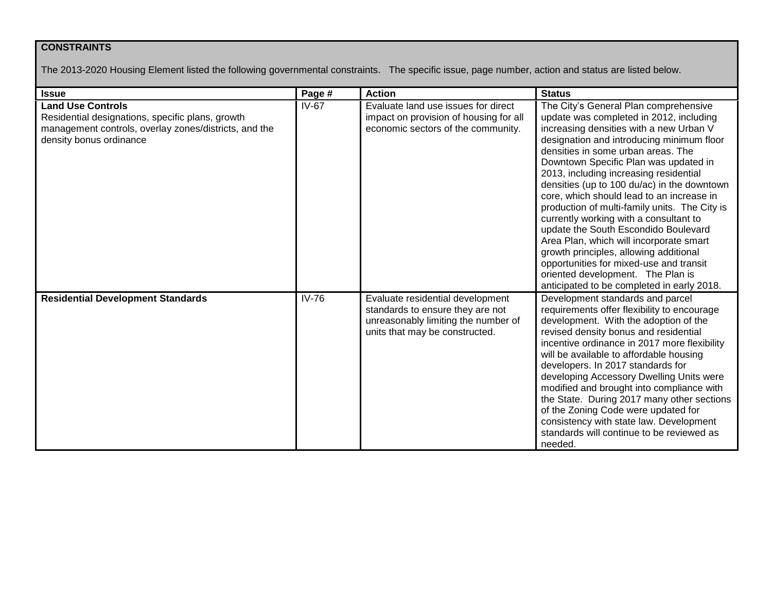**CONSTRAINTS**

The 2013-2020 Housing Element listed the following governmental constraints. The specific issue, page number, action and status are listed below.

| Issue | Page # | Action | Status |
|---|---|---|---|
| **Land Use Controls** Residential designations, specific plans, growth management controls, overlay zones/districts, and the density bonus ordinance | IV-67 | Evaluate land use issues for direct impact on provision of housing for all economic sectors of the community. | The City's General Plan comprehensive update was completed in 2012, including increasing densities with a new Urban V designation and introducing minimum floor densities in some urban areas. The Downtown Specific Plan was updated in 2013, including increasing residential densities (up to 100 du/ac) in the downtown core, which should lead to an increase in production of multi-family units. The City is currently working with a consultant to update the South Escondido Boulevard Area Plan, which will incorporate smart growth principles, allowing additional opportunities for mixed-use and transit oriented development. The Plan is anticipated to be completed in early 2018. |
| **Residential Development Standards** | IV-76 | Evaluate residential development standards to ensure they are not unreasonably limiting the number of units that may be constructed. | Development standards and parcel requirements offer flexibility to encourage development. With the adoption of the revised density bonus and residential incentive ordinance in 2017 more flexibility will be available to affordable housing developers. In 2017 standards for developing Accessory Dwelling Units were modified and brought into compliance with the State. During 2017 many other sections of the Zoning Code were updated for consistency with state law. Development standards will continue to be reviewed as needed. |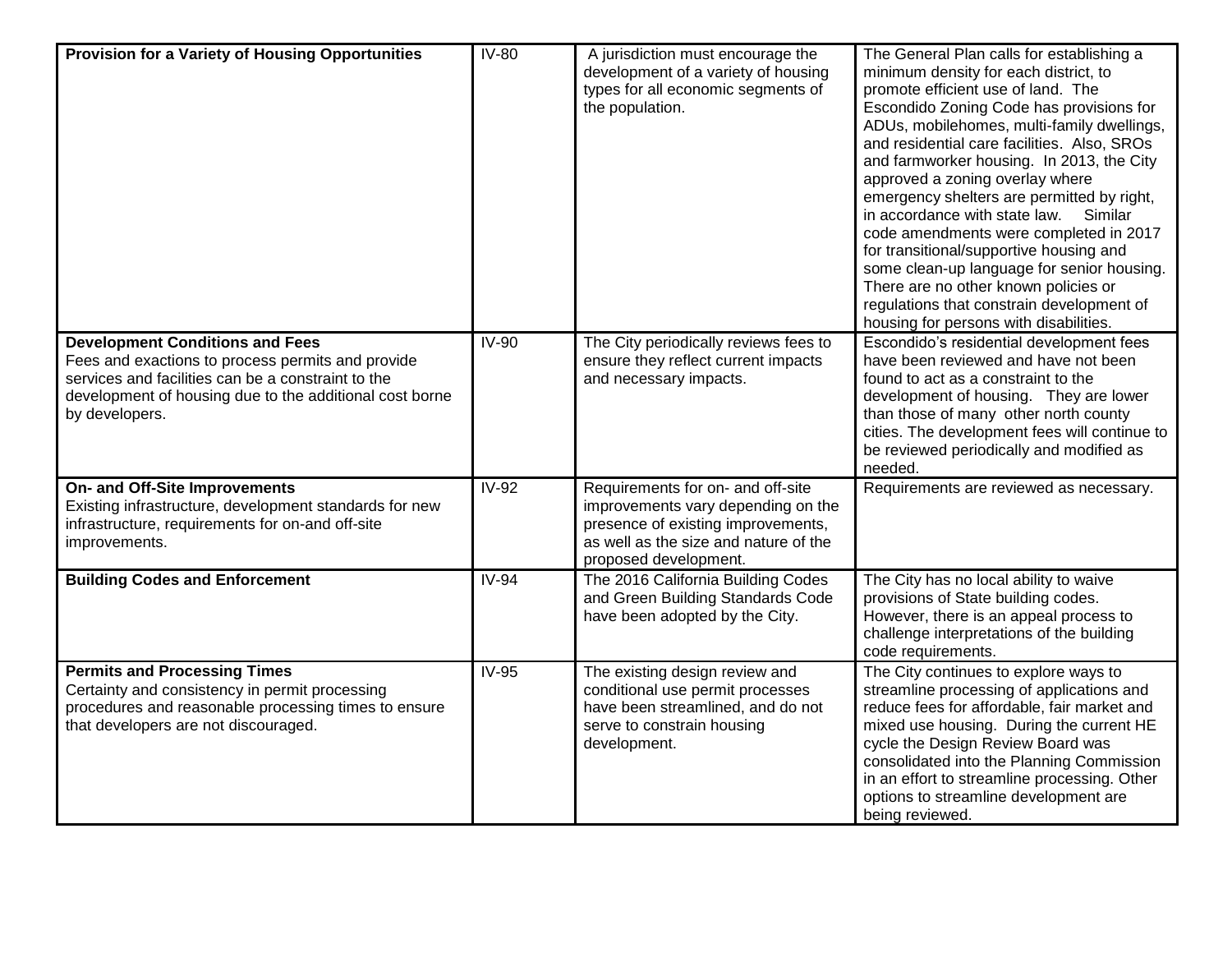| | | | |
|---|---|---|---|
| **Provision for a Variety of Housing Opportunities** | IV-80 | A jurisdiction must encourage the development of a variety of housing types for all economic segments of the population. | The General Plan calls for establishing a minimum density for each district, to promote efficient use of land. The Escondido Zoning Code has provisions for ADUs, mobilehomes, multi-family dwellings, and residential care facilities. Also, SROs and farmworker housing. In 2013, the City approved a zoning overlay where emergency shelters are permitted by right, in accordance with state law. Similar code amendments were completed in 2017 for transitional/supportive housing and some clean-up language for senior housing. There are no other known policies or regulations that constrain development of housing for persons with disabilities. |
| **Development Conditions and Fees** Fees and exactions to process permits and provide services and facilities can be a constraint to the development of housing due to the additional cost borne by developers. | IV-90 | The City periodically reviews fees to ensure they reflect current impacts and necessary impacts. | Escondido's residential development fees have been reviewed and have not been found to act as a constraint to the development of housing. They are lower than those of many other north county cities. The development fees will continue to be reviewed periodically and modified as needed. |
| **On- and Off-Site Improvements** Existing infrastructure, development standards for new infrastructure, requirements for on-and off-site improvements. | IV-92 | Requirements for on- and off-site improvements vary depending on the presence of existing improvements, as well as the size and nature of the proposed development. | Requirements are reviewed as necessary. |
| **Building Codes and Enforcement** | IV-94 | The 2016 California Building Codes and Green Building Standards Code have been adopted by the City. | The City has no local ability to waive provisions of State building codes. However, there is an appeal process to challenge interpretations of the building code requirements. |
| **Permits and Processing Times** Certainty and consistency in permit processing procedures and reasonable processing times to ensure that developers are not discouraged. | IV-95 | The existing design review and conditional use permit processes have been streamlined, and do not serve to constrain housing development. | The City continues to explore ways to streamline processing of applications and reduce fees for affordable, fair market and mixed use housing. During the current HE cycle the Design Review Board was consolidated into the Planning Commission in an effort to streamline processing. Other options to streamline development are being reviewed. |